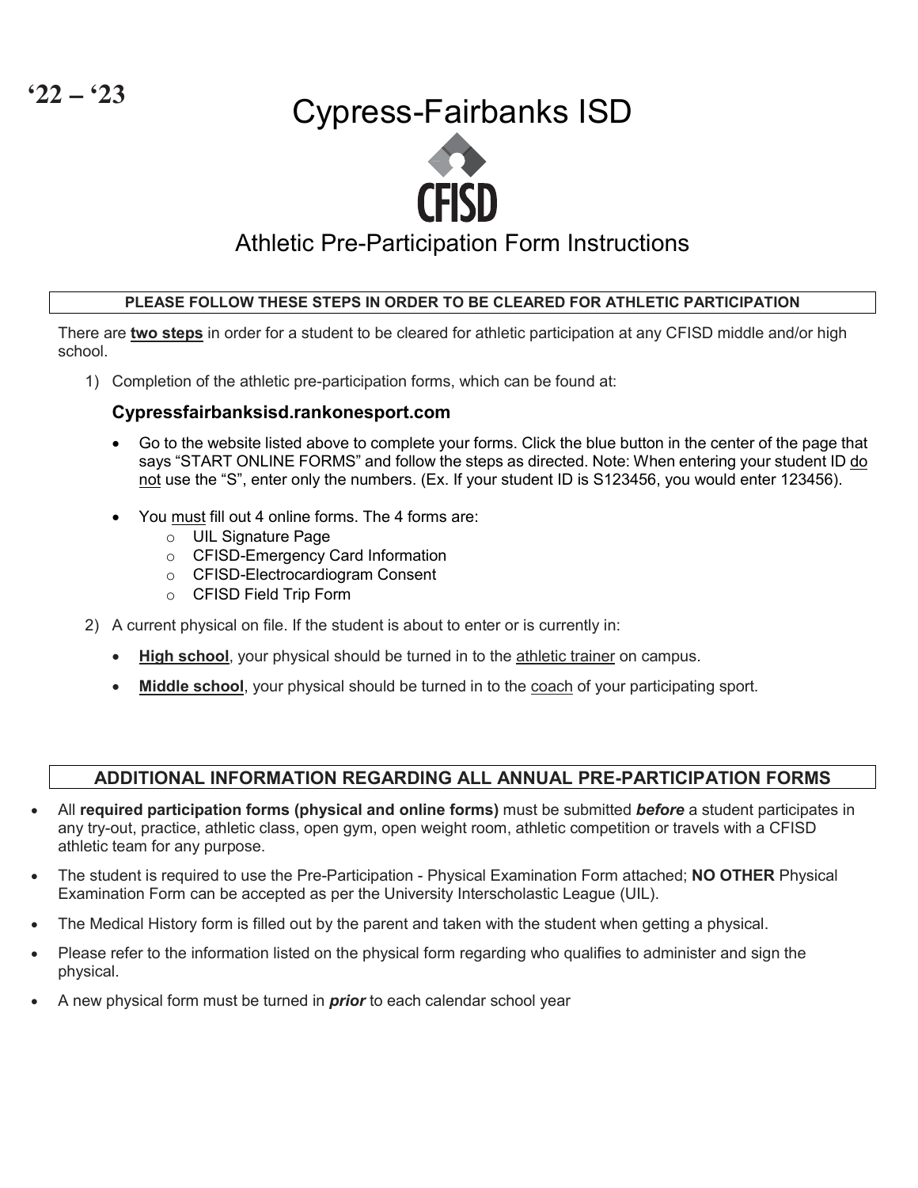**'22 – '23**

# Cypress-Fairbanks ISD

CFISD

## Athletic Pre-Participation Form Instructions

**PLEASE FOLLOW THESE STEPS IN ORDER TO BE CLEARED FOR ATHLETIC PARTICIPATION**

There are **two steps** in order for a student to be cleared for athletic participation at any CFISD middle and/or high school.

1) Completion of the athletic pre-participation forms, which can be found at:

   **Cypressfairbanksisd.rankonesport.com**

   - Go to the website listed above to complete your forms. Click the blue button in the center of the page that says "START ONLINE FORMS" and follow the steps as directed. Note: When entering your student ID do not use the "S", enter only the numbers. (Ex. If your student ID is S123456, you would enter 123456).
   - You must fill out 4 online forms. The 4 forms are:
     - UIL Signature Page
     - CFISD-Emergency Card Information
     - CFISD-Electrocardiogram Consent
     - CFISD Field Trip Form

2) A current physical on file. If the student is about to enter or is currently in:

   - **High school**, your physical should be turned in to the athletic trainer on campus.
   - **Middle school**, your physical should be turned in to the coach of your participating sport.

## ADDITIONAL INFORMATION REGARDING ALL ANNUAL PRE-PARTICIPATION FORMS

- All **required participation forms (physical and online forms)** must be submitted ***before*** a student participates in any try-out, practice, athletic class, open gym, open weight room, athletic competition or travels with a CFISD athletic team for any purpose.
- The student is required to use the Pre-Participation - Physical Examination Form attached; **NO OTHER** Physical Examination Form can be accepted as per the University Interscholastic League (UIL).
- The Medical History form is filled out by the parent and taken with the student when getting a physical.
- Please refer to the information listed on the physical form regarding who qualifies to administer and sign the physical.
- A new physical form must be turned in ***prior*** to each calendar school year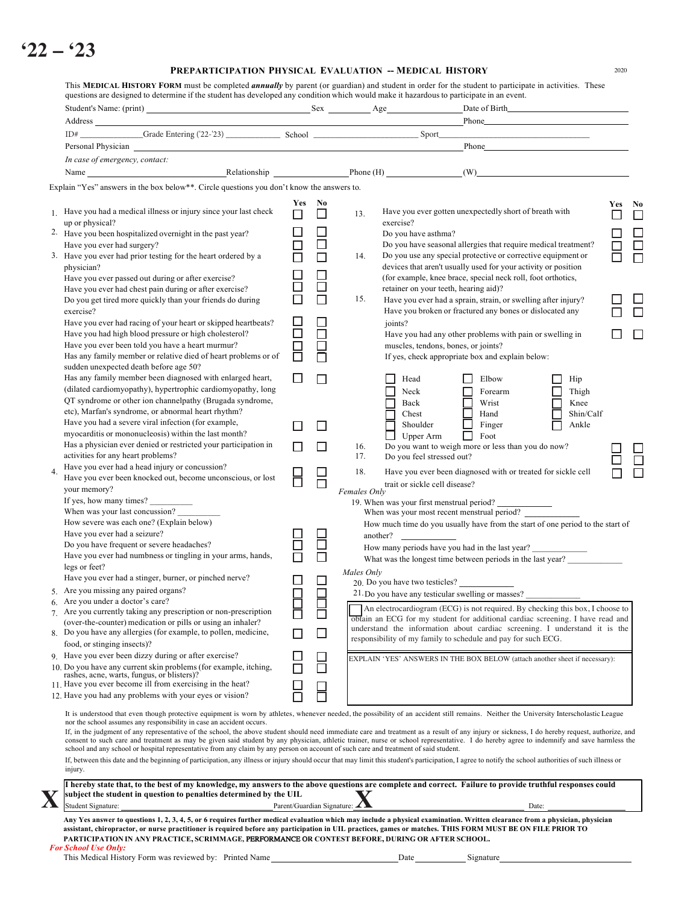# '22 – '23

## PREPARTICIPATION PHYSICAL EVALUATION -- MEDICAL HISTORY

2020

This **MEDICAL HISTORY FORM** must be completed ***annually*** by parent (or guardian) and student in order for the student to participate in activities. These questions are designed to determine if the student has developed any condition which would make it hazardous to participate in an event.

Student's Name: (print) ________________________ Sex ________ Age ____________ Date of Birth ________________

Address ______________________________________________ Phone ________________

ID# ____________ Grade Entering ('22-'23) ____________ School ____________________ Sport ________________________

Personal Physician ______________________________________ Phone ________________

*In case of emergency, contact:*

Name ____________________ Relationship ______________ Phone (H) ______________ (W) ______________

Explain "Yes" answers in the box below**. Circle questions you don't know the answers to.

| | | Yes | No |
|---|---|---|---|
| 1. | Have you had a medical illness or injury since your last check up or physical? | ☐ | ☐ |
| 2. | Have you been hospitalized overnight in the past year? | ☐ | ☐ |
| | Have you ever had surgery? | ☐ | ☐ |
| 3. | Have you ever had prior testing for the heart ordered by a physician? | ☐ | ☐ |
| | Have you ever passed out during or after exercise? | ☐ | ☐ |
| | Have you ever had chest pain during or after exercise? | ☐ | ☐ |
| | Do you get tired more quickly than your friends do during exercise? | ☐ | ☐ |
| | Have you ever had racing of your heart or skipped heartbeats? | ☐ | ☐ |
| | Have you had high blood pressure or high cholesterol? | ☐ | ☐ |
| | Have you ever been told you have a heart murmur? | ☐ | ☐ |
| | Has any family member or relative died of heart problems or of sudden unexpected death before age 50? | ☐ | ☐ |
| | Has any family member been diagnosed with enlarged heart, (dilated cardiomyopathy), hypertrophic cardiomyopathy, long QT syndrome or other ion channelpathy (Brugada syndrome, etc), Marfan's syndrome, or abnormal heart rhythm? | ☐ | ☐ |
| | Have you had a severe viral infection (for example, myocarditis or mononucleosis) within the last month? | ☐ | ☐ |
| | Has a physician ever denied or restricted your participation in activities for any heart problems? | ☐ | ☐ |
| 4. | Have you ever had a head injury or concussion? | ☐ | ☐ |
| | Have you ever been knocked out, become unconscious, or lost your memory? | ☐ | ☐ |
| | If yes, how many times? __________ | | |
| | When was your last concussion? __________ | | |
| | How severe was each one? (Explain below) | | |
| | Have you ever had a seizure? | ☐ | ☐ |
| | Do you have frequent or severe headaches? | ☐ | ☐ |
| | Have you ever had numbness or tingling in your arms, hands, legs or feet? | ☐ | ☐ |
| | Have you ever had a stinger, burner, or pinched nerve? | ☐ | ☐ |
| 5. | Are you missing any paired organs? | ☐ | ☐ |
| 6. | Are you under a doctor's care? | ☐ | ☐ |
| 7. | Are you currently taking any prescription or non-prescription (over-the-counter) medication or pills or using an inhaler? | ☐ | ☐ |
| 8. | Do you have any allergies (for example, to pollen, medicine, food, or stinging insects)? | ☐ | ☐ |
| 9. | Have you ever been dizzy during or after exercise? | ☐ | ☐ |
| 10. | Do you have any current skin problems (for example, itching, rashes, acne, warts, fungus, or blisters)? | ☐ | ☐ |
| 11. | Have you ever become ill from exercising in the heat? | ☐ | ☐ |
| 12. | Have you had any problems with your eyes or vision? | ☐ | ☐ |
| 13. | Have you ever gotten unexpectedly short of breath with exercise? | ☐ | ☐ |
| | Do you have asthma? | ☐ | ☐ |
| | Do you have seasonal allergies that require medical treatment? | ☐ | ☐ |
| 14. | Do you use any special protective or corrective equipment or devices that aren't usually used for your activity or position (for example, knee brace, special neck roll, foot orthotics, retainer on your teeth, hearing aid)? | ☐ | ☐ |
| 15. | Have you ever had a sprain, strain, or swelling after injury? | ☐ | ☐ |
| | Have you broken or fractured any bones or dislocated any joints? | ☐ | ☐ |
| | Have you had any other problems with pain or swelling in muscles, tendons, bones, or joints? | ☐ | ☐ |
| | If yes, check appropriate box and explain below: | | |
| 16. | Do you want to weigh more or less than you do now? | ☐ | ☐ |
| 17. | Do you feel stressed out? | ☐ | ☐ |
| 18. | Have you ever been diagnosed with or treated for sickle cell trait or sickle cell disease? | ☐ | ☐ |

| | | |
|---|---|---|
| ☐ Head | ☐ Elbow | ☐ Hip |
| ☐ Neck | ☐ Forearm | ☐ Thigh |
| ☐ Back | ☐ Wrist | ☐ Knee |
| ☐ Chest | ☐ Hand | ☐ Shin/Calf |
| ☐ Shoulder | ☐ Finger | ☐ Ankle |
| ☐ Upper Arm | ☐ Foot | |

*Females Only*

19. When was your first menstrual period? ____________
    When was your most recent menstrual period? ____________
    How much time do you usually have from the start of one period to the start of another? ____________
    How many periods have you had in the last year? ____________
    What was the longest time between periods in the last year? ____________

*Males Only*

20. Do you have two testicles? ____________
21. Do you have any testicular swelling or masses? ____________

☐ An electrocardiogram (ECG) is not required. By checking this box, I choose to obtain an ECG for my student for additional cardiac screening. I have read and understand the information about cardiac screening. I understand it is the responsibility of my family to schedule and pay for such ECG.

EXPLAIN 'YES' ANSWERS IN THE BOX BELOW (attach another sheet if necessary):

It is understood that even though protective equipment is worn by athletes, whenever needed, the possibility of an accident still remains. Neither the University Interscholastic League nor the school assumes any responsibility in case an accident occurs.

If, in the judgment of any representative of the school, the above student should need immediate care and treatment as a result of any injury or sickness, I do hereby request, authorize, and consent to such care and treatment as may be given said student by any physician, athletic trainer, nurse or school representative. I do hereby agree to indemnify and save harmless the school and any school or hospital representative from any claim by any person on account of such care and treatment of said student.

If, between this date and the beginning of participation, any illness or injury should occur that may limit this student's participation, I agree to notify the school authorities of such illness or injury.

**I hereby state that, to the best of my knowledge, my answers to the above questions are complete and correct. Failure to provide truthful responses could subject the student in question to penalties determined by the UIL**

X Student Signature: ____________________ Parent/Guardian Signature: X ____________________ Date: ____________

**Any Yes answer to questions 1, 2, 3, 4, 5, or 6 requires further medical evaluation which may include a physical examination. Written clearance from a physician, physician assistant, chiropractor, or nurse practitioner is required before any participation in UIL practices, games or matches. THIS FORM MUST BE ON FILE PRIOR TO PARTICIPATION IN ANY PRACTICE, SCRIMMAGE, PERFORMANCE OR CONTEST BEFORE, DURING OR AFTER SCHOOL.**

*For School Use Only:*

This Medical History Form was reviewed by: Printed Name ____________________ Date ____________ Signature ____________________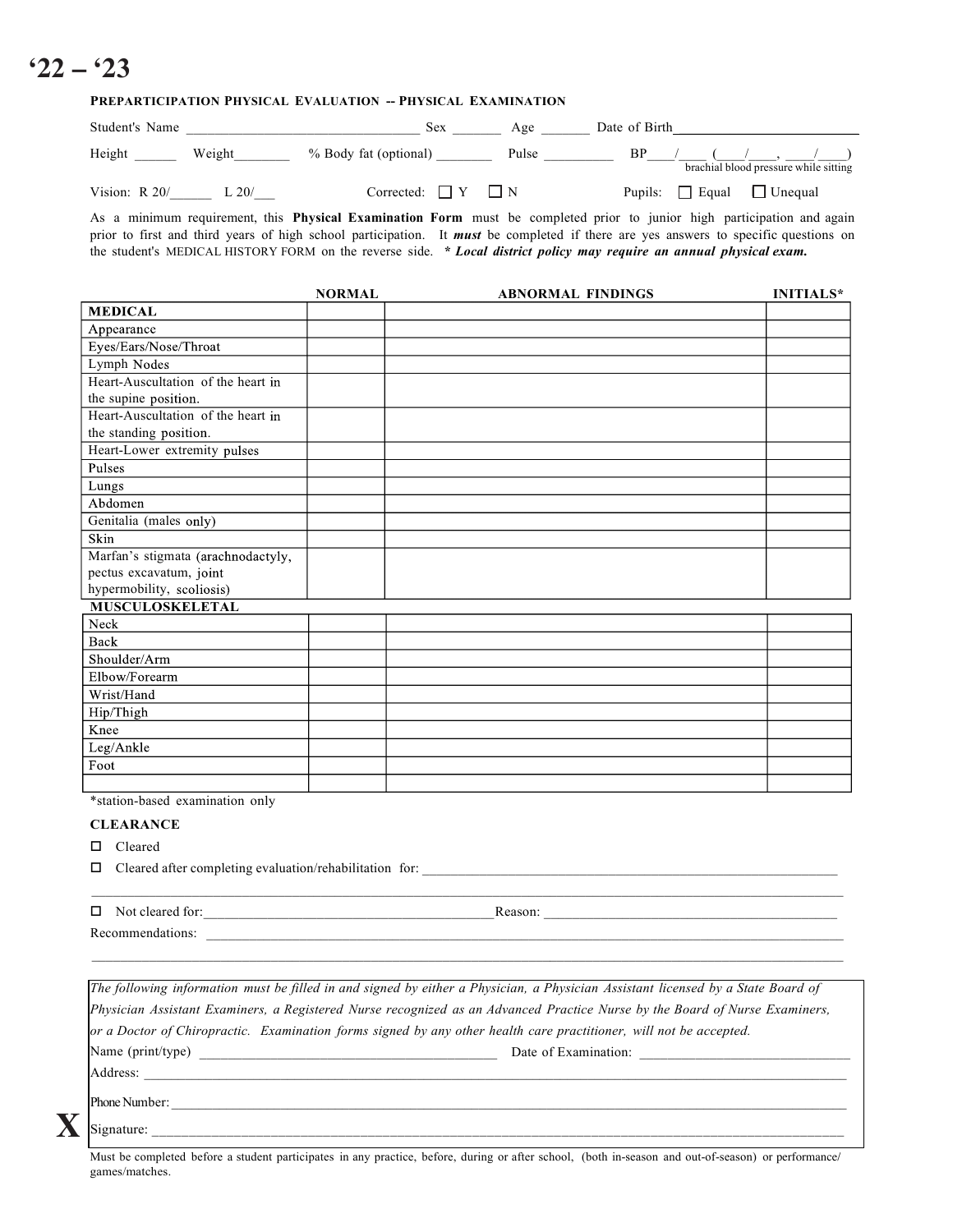# '22 – '23

## PREPARTICIPATION PHYSICAL EVALUATION -- PHYSICAL EXAMINATION

Student's Name ________________________________ Sex _______ Age _______ Date of Birth__________________________

Height ______ Weight________ % Body fat (optional) ________ Pulse __________ BP____/____ (____/____, ____/____)
brachial blood pressure while sitting

Vision: R 20/______ L 20/___ Corrected: ☐ Y ☐ N Pupils: ☐ Equal ☐ Unequal

As a minimum requirement, this **Physical Examination Form** must be completed prior to junior high participation and again prior to first and third years of high school participation. It ***must*** be completed if there are yes answers to specific questions on the student's MEDICAL HISTORY FORM on the reverse side. ***\* Local district policy may require an annual physical exam.***

| | NORMAL | ABNORMAL FINDINGS | INITIALS* |
|---|---|---|---|
| **MEDICAL** | | | |
| Appearance | | | |
| Eyes/Ears/Nose/Throat | | | |
| Lymph Nodes | | | |
| Heart-Auscultation of the heart in the supine position. | | | |
| Heart-Auscultation of the heart in the standing position. | | | |
| Heart-Lower extremity pulses | | | |
| Pulses | | | |
| Lungs | | | |
| Abdomen | | | |
| Genitalia (males only) | | | |
| Skin | | | |
| Marfan's stigmata (arachnodactyly, pectus excavatum, joint hypermobility, scoliosis) | | | |
| **MUSCULOSKELETAL** | | | |
| Neck | | | |
| Back | | | |
| Shoulder/Arm | | | |
| Elbow/Forearm | | | |
| Wrist/Hand | | | |
| Hip/Thigh | | | |
| Knee | | | |
| Leg/Ankle | | | |
| Foot | | | |
| | | | |

*station-based examination only

**CLEARANCE**

☐ Cleared

☐ Cleared after completing evaluation/rehabilitation for: ____________________________________________________________

_____________________________________________________________________________________________

☐ Not cleared for:__________________________________________Reason: ___________________________________________

Recommendations: ____________________________________________________________________________________

_____________________________________________________________________________________________

*The following information must be filled in and signed by either a Physician, a Physician Assistant licensed by a State Board of Physician Assistant Examiners, a Registered Nurse recognized as an Advanced Practice Nurse by the Board of Nurse Examiners, or a Doctor of Chiropractic. Examination forms signed by any other health care practitioner, will not be accepted.*

Name (print/type) __________________________________________ Date of Examination: ______________________________

Address: ____________________________________________________________________________________________

Phone Number: _______________________________________________________________________________________

**X** Signature: ___________________________________________________________________________________________

Must be completed before a student participates in any practice, before, during or after school, (both in-season and out-of-season) or performance/games/matches.